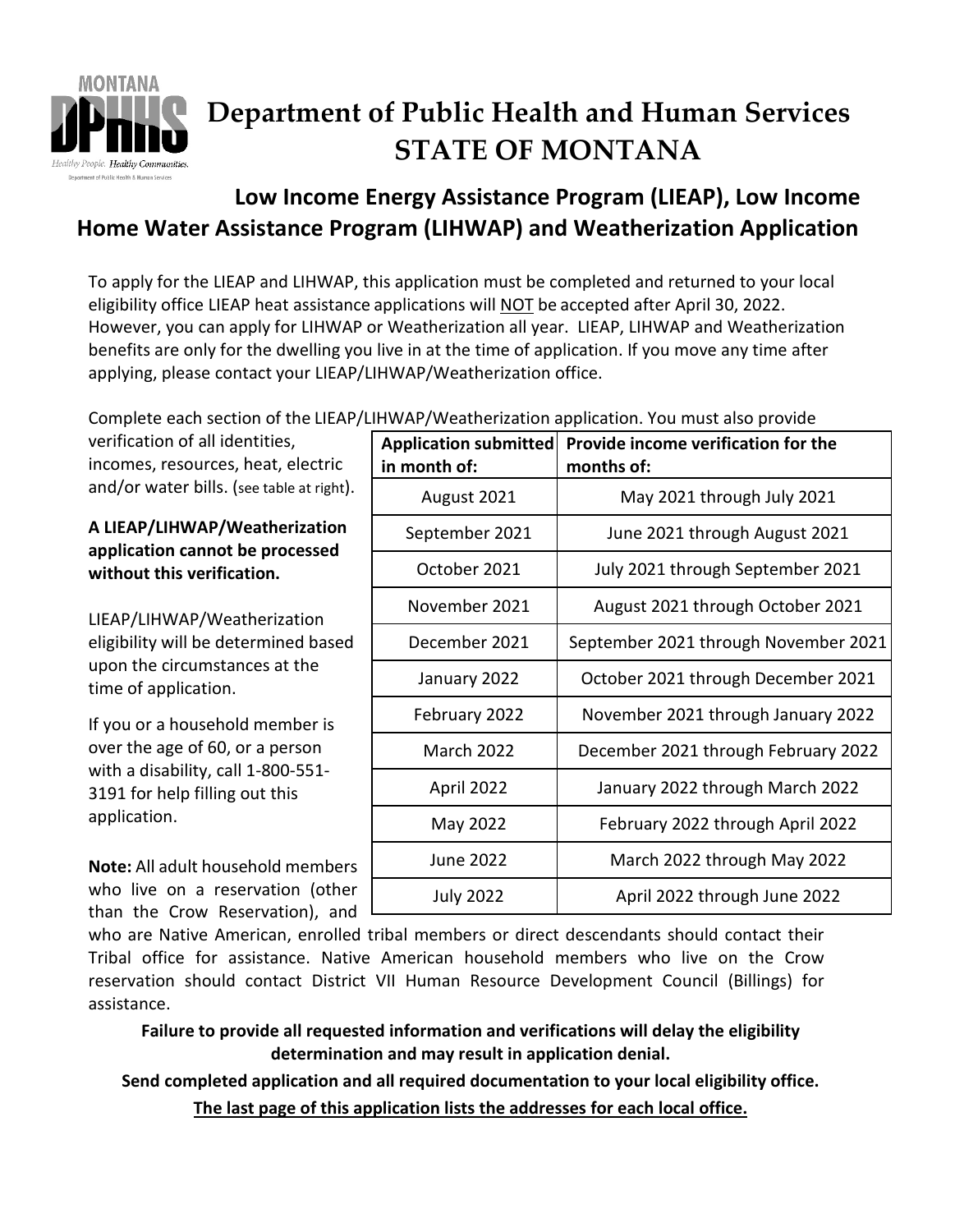# Department of Public Health and Human Services
# STATE OF MONTANA

## Low Income Energy Assistance Program (LIEAP), Low Income Home Water Assistance Program (LIHWAP) and Weatherization Application

To apply for the LIEAP and LIHWAP, this application must be completed and returned to your local eligibility office LIEAP heat assistance applications will NOT be accepted after April 30, 2022. However, you can apply for LIHWAP or Weatherization all year. LIEAP, LIHWAP and Weatherization benefits are only for the dwelling you live in at the time of application. If you move any time after applying, please contact your LIEAP/LIHWAP/Weatherization office.

Complete each section of the LIEAP/LIHWAP/Weatherization application. You must also provide verification of all identities, incomes, resources, heat, electric and/or water bills. (see table at right).

**A LIEAP/LIHWAP/Weatherization application cannot be processed without this verification.**

LIEAP/LIHWAP/Weatherization eligibility will be determined based upon the circumstances at the time of application.

If you or a household member is over the age of 60, or a person with a disability, call 1-800-551-3191 for help filling out this application.

| Application submitted in month of: | Provide income verification for the months of: |
|---|---|
| August 2021 | May 2021 through July 2021 |
| September 2021 | June 2021 through August 2021 |
| October 2021 | July 2021 through September 2021 |
| November 2021 | August 2021 through October 2021 |
| December 2021 | September 2021 through November 2021 |
| January 2022 | October 2021 through December 2021 |
| February 2022 | November 2021 through January 2022 |
| March 2022 | December 2021 through February 2022 |
| April 2022 | January 2022 through March 2022 |
| May 2022 | February 2022 through April 2022 |
| June 2022 | March 2022 through May 2022 |
| July 2022 | April 2022 through June 2022 |

**Note:** All adult household members who live on a reservation (other than the Crow Reservation), and who are Native American, enrolled tribal members or direct descendants should contact their Tribal office for assistance. Native American household members who live on the Crow reservation should contact District VII Human Resource Development Council (Billings) for assistance.

**Failure to provide all requested information and verifications will delay the eligibility determination and may result in application denial.**

**Send completed application and all required documentation to your local eligibility office.**

**The last page of this application lists the addresses for each local office.**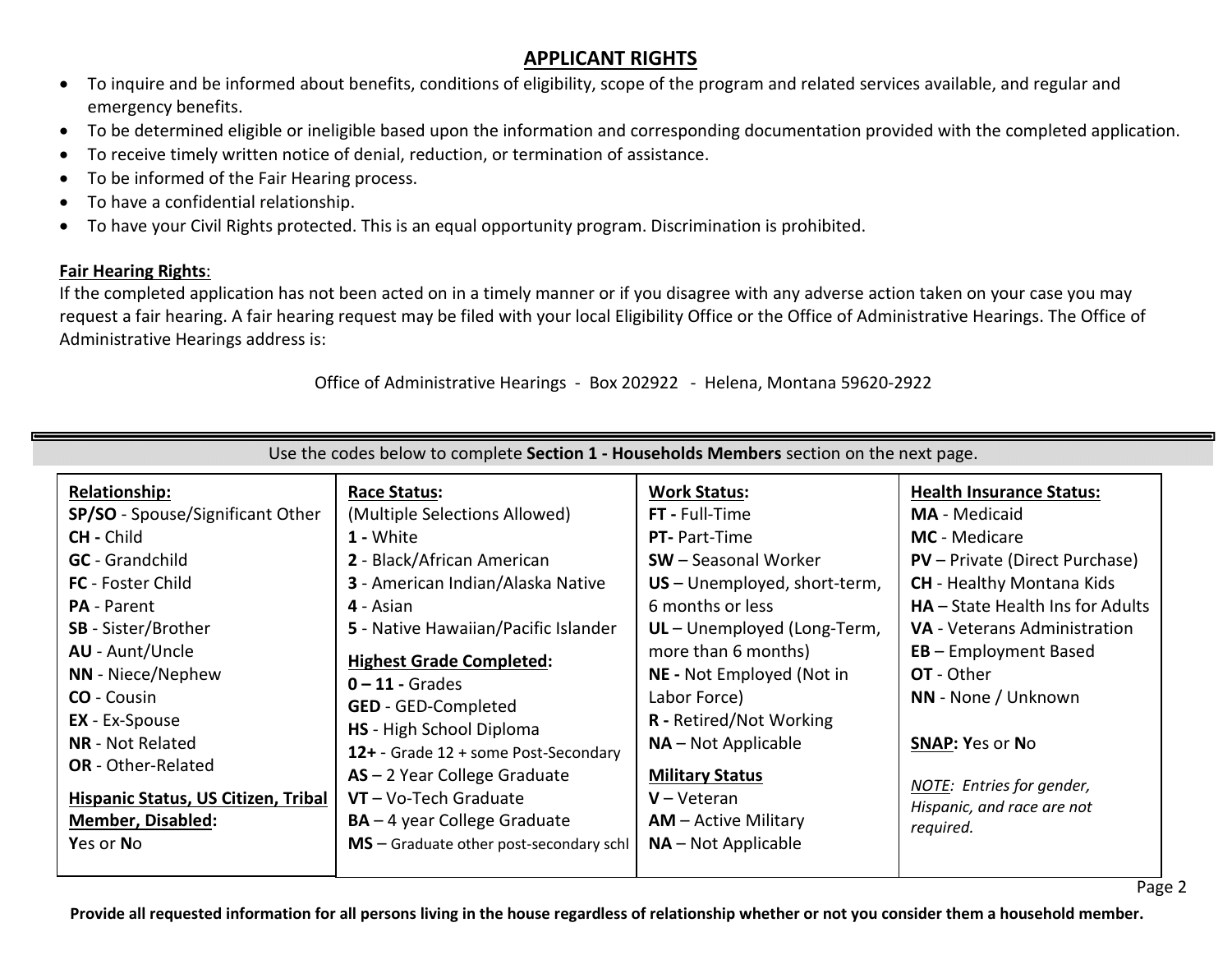## APPLICANT RIGHTS

- To inquire and be informed about benefits, conditions of eligibility, scope of the program and related services available, and regular and emergency benefits.
- To be determined eligible or ineligible based upon the information and corresponding documentation provided with the completed application.
- To receive timely written notice of denial, reduction, or termination of assistance.
- To be informed of the Fair Hearing process.
- To have a confidential relationship.
- To have your Civil Rights protected. This is an equal opportunity program. Discrimination is prohibited.

**Fair Hearing Rights**:
If the completed application has not been acted on in a timely manner or if you disagree with any adverse action taken on your case you may request a fair hearing. A fair hearing request may be filed with your local Eligibility Office or the Office of Administrative Hearings. The Office of Administrative Hearings address is:

Office of Administrative Hearings - Box 202922 - Helena, Montana 59620-2922

---

Use the codes below to complete **Section 1 - Households Members** section on the next page.

| **Relationship:** | **Race Status:** | **Work Status:** | **Health Insurance Status:** |
|---|---|---|---|
| **SP/SO** - Spouse/Significant Other<br>**CH -** Child<br>**GC** - Grandchild<br>**FC** - Foster Child<br>**PA** - Parent<br>**SB** - Sister/Brother<br>**AU** - Aunt/Uncle<br>**NN** - Niece/Nephew<br>**CO** - Cousin<br>**EX** - Ex-Spouse<br>**NR** - Not Related<br>**OR** - Other-Related<br><br>**Hispanic Status, US Citizen, Tribal Member, Disabled:**<br>**Y**es or **N**o | (Multiple Selections Allowed)<br>**1 -** White<br>**2** - Black/African American<br>**3** - American Indian/Alaska Native<br>**4** - Asian<br>**5** - Native Hawaiian/Pacific Islander<br><br>**Highest Grade Completed:**<br>**0 – 11 -** Grades<br>**GED** - GED-Completed<br>**HS** - High School Diploma<br>**12+** - Grade 12 + some Post-Secondary<br>**AS** – 2 Year College Graduate<br>**VT** – Vo-Tech Graduate<br>**BA** – 4 year College Graduate<br>**MS** – Graduate other post-secondary schl | **FT -** Full-Time<br>**PT-** Part-Time<br>**SW** – Seasonal Worker<br>**US** – Unemployed, short-term, 6 months or less<br>**UL** – Unemployed (Long-Term, more than 6 months)<br>**NE -** Not Employed (Not in Labor Force)<br>**R -** Retired/Not Working<br>**NA** – Not Applicable<br><br>**Military Status**<br>**V** – Veteran<br>**AM** – Active Military<br>**NA** – Not Applicable | **MA** - Medicaid<br>**MC** - Medicare<br>**PV** – Private (Direct Purchase)<br>**CH** - Healthy Montana Kids<br>**HA** – State Health Ins for Adults<br>**VA** - Veterans Administration<br>**EB** – Employment Based<br>**OT** - Other<br>**NN** - None / Unknown<br><br>**SNAP: Y**es or **N**o<br><br>*NOTE: Entries for gender, Hispanic, and race are not required.* |

**Provide all requested information for all persons living in the house regardless of relationship whether or not you consider them a household member.**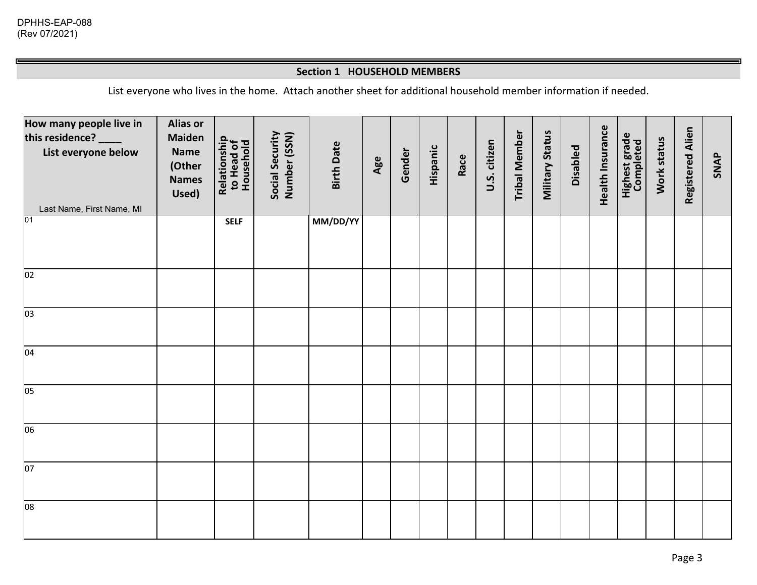DPHHS-EAP-088
(Rev 07/2021)

## Section 1 HOUSEHOLD MEMBERS

List everyone who lives in the home. Attach another sheet for additional household member information if needed.

| How many people live in this residence? ____ List everyone below<br>Last Name, First Name, MI | Alias or Maiden Name (Other Names Used) | Relationship to Head of Household | Social Security Number (SSN) | Birth Date | Age | Gender | Hispanic | Race | U.S. citizen | Tribal Member | Military Status | Disabled | Health Insurance | Highest grade Completed | Work status | Registered Alien | SNAP |
|---|---|---|---|---|---|---|---|---|---|---|---|---|---|---|---|---|---|
| 01 | | **SELF** | | **MM/DD/YY** | | | | | | | | | | | | | |
| 02 | | | | | | | | | | | | | | | | | |
| 03 | | | | | | | | | | | | | | | | | |
| 04 | | | | | | | | | | | | | | | | | |
| 05 | | | | | | | | | | | | | | | | | |
| 06 | | | | | | | | | | | | | | | | | |
| 07 | | | | | | | | | | | | | | | | | |
| 08 | | | | | | | | | | | | | | | | | |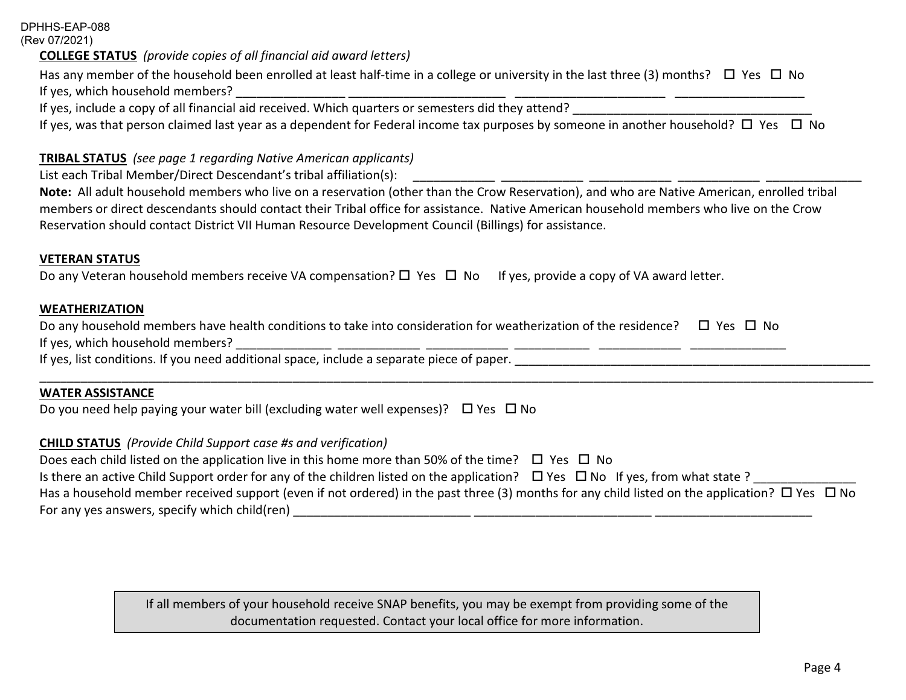DPHHS-EAP-088
(Rev 07/2021)

**COLLEGE STATUS** *(provide copies of all financial aid award letters)*

Has any member of the household been enrolled at least half-time in a college or university in the last three (3) months? ☐ Yes ☐ No
If yes, which household members? ________________ ________________________ _______________________ ____________________
If yes, include a copy of all financial aid received. Which quarters or semesters did they attend? ____________________________________
If yes, was that person claimed last year as a dependent for Federal income tax purposes by someone in another household? ☐ Yes ☐ No

**TRIBAL STATUS** *(see page 1 regarding Native American applicants)*

List each Tribal Member/Direct Descendant's tribal affiliation(s): ____________ ____________ ____________ ____________ ______________
**Note:** All adult household members who live on a reservation (other than the Crow Reservation), and who are Native American, enrolled tribal members or direct descendants should contact their Tribal office for assistance. Native American household members who live on the Crow Reservation should contact District VII Human Resource Development Council (Billings) for assistance.

**VETERAN STATUS**

Do any Veteran household members receive VA compensation? ☐ Yes ☐ No If yes, provide a copy of VA award letter.

**WEATHERIZATION**

Do any household members have health conditions to take into consideration for weatherization of the residence? ☐ Yes ☐ No
If yes, which household members? ______________ ____________ ____________ ___________ ____________ ______________
If yes, list conditions. If you need additional space, include a separate piece of paper. _______________________________________________________
_____________________________________________________________________________________________________________________

**WATER ASSISTANCE**

Do you need help paying your water bill (excluding water well expenses)? ☐ Yes ☐ No

**CHILD STATUS** *(Provide Child Support case #s and verification)*

Does each child listed on the application live in this home more than 50% of the time? ☐ Yes ☐ No
Is there an active Child Support order for any of the children listed on the application? ☐ Yes ☐ No If yes, from what state ? _______________
Has a household member received support (even if not ordered) in the past three (3) months for any child listed on the application? ☐ Yes ☐ No
For any yes answers, specify which child(ren) __________________________ __________________________ _______________________

If all members of your household receive SNAP benefits, you may be exempt from providing some of the documentation requested. Contact your local office for more information.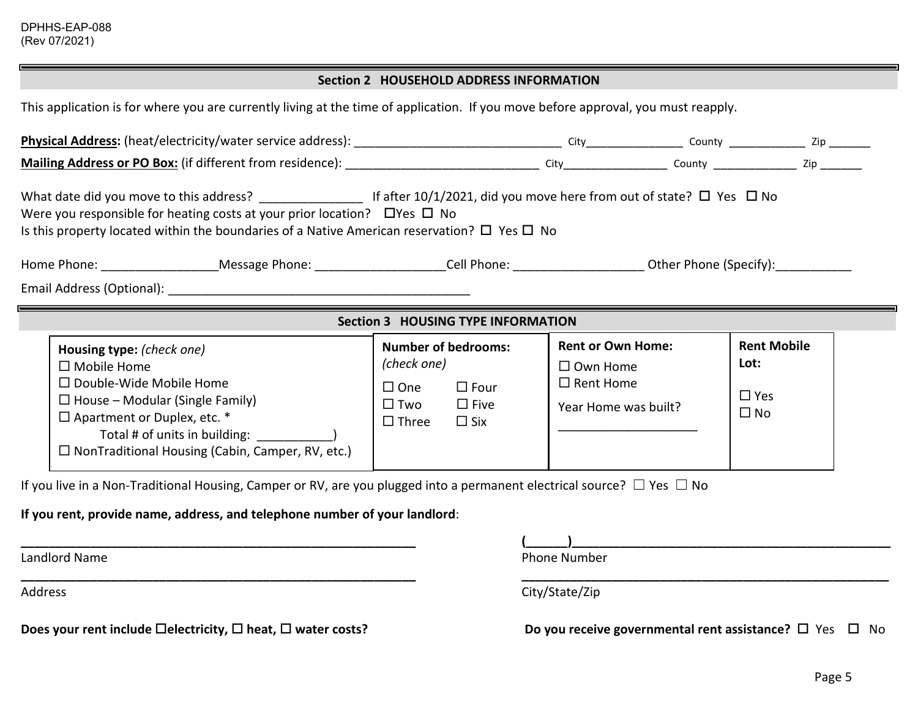DPHHS-EAP-088
(Rev 07/2021)

## Section 2 HOUSEHOLD ADDRESS INFORMATION

This application is for where you are currently living at the time of application. If you move before approval, you must reapply.

**Physical Address:** (heat/electricity/water service address): ______________________________ City_______________ County ____________ Zip _______

**Mailing Address or PO Box:** (if different from residence): ____________________________ City________________ County _____________ Zip _______

What date did you move to this address? ______________ If after 10/1/2021, did you move here from out of state? ☐ Yes ☐ No

Were you responsible for heating costs at your prior location? ☐Yes ☐ No

Is this property located within the boundaries of a Native American reservation? ☐ Yes ☐ No

Home Phone: ________________Message Phone: __________________Cell Phone: __________________ Other Phone (Specify):___________

Email Address (Optional): ____________________________________________

## Section 3 HOUSING TYPE INFORMATION

| **Housing type:** *(check one)* | **Number of bedrooms:** *(check one)* | **Rent or Own Home:** | **Rent Mobile Lot:** |
|---|---|---|---|
| ☐ Mobile Home<br>☐ Double-Wide Mobile Home<br>☐ House – Modular (Single Family)<br>☐ Apartment or Duplex, etc. *<br>Total # of units in building: ___________)<br>☐ NonTraditional Housing (Cabin, Camper, RV, etc.) | ☐ One ☐ Four<br>☐ Two ☐ Five<br>☐ Three ☐ Six | ☐ Own Home<br>☐ Rent Home<br>Year Home was built?<br>____________________ | ☐ Yes<br>☐ No |

If you live in a Non-Traditional Housing, Camper or RV, are you plugged into a permanent electrical source? ☐ Yes ☐ No

**If you rent, provide name, address, and telephone number of your landlord**:

__________________________________________________________
Landlord Name

(______)_______________________________________________
Phone Number

__________________________________________________________
Address

__________________________________________________________
City/State/Zip

**Does your rent include ☐electricity, ☐ heat, ☐ water costs?**

**Do you receive governmental rent assistance?** ☐ Yes ☐ No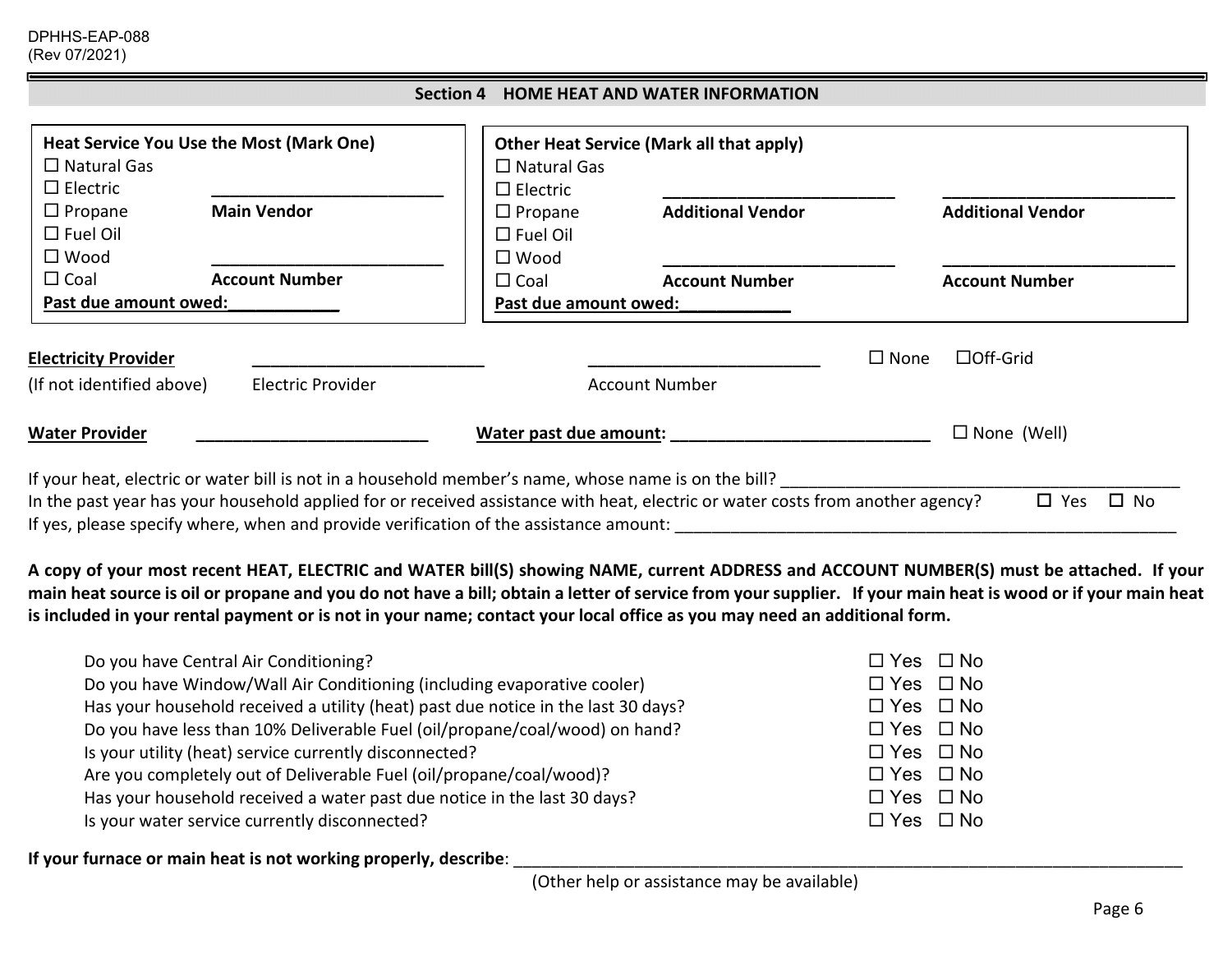DPHHS-EAP-088
(Rev 07/2021)

## Section 4 HOME HEAT AND WATER INFORMATION

**Heat Service You Use the Most (Mark One)**

☐ Natural Gas
☐ Electric
☐ Propane
☐ Fuel Oil
☐ Wood
☐ Coal

__________________________
**Main Vendor**

__________________________
**Account Number**

**Past due amount owed:____________**

**Other Heat Service (Mark all that apply)**

☐ Natural Gas
☐ Electric
☐ Propane
☐ Fuel Oil
☐ Wood
☐ Coal

__________________________
**Additional Vendor**

__________________________
**Account Number**

__________________________
**Additional Vendor**

__________________________
**Account Number**

**Past due amount owed:____________**

**Electricity Provider** __________________________ __________________________ ☐ None ☐Off-Grid
(If not identified above) Electric Provider Account Number

**Water Provider** __________________________ **Water past due amount:** ____________________________ ☐ None (Well)

If your heat, electric or water bill is not in a household member's name, whose name is on the bill? ____________________________________________

In the past year has your household applied for or received assistance with heat, electric or water costs from another agency? ☐ Yes ☐ No

If yes, please specify where, when and provide verification of the assistance amount: ________________________________________________________

**A copy of your most recent HEAT, ELECTRIC and WATER bill(S) showing NAME, current ADDRESS and ACCOUNT NUMBER(S) must be attached. If your main heat source is oil or propane and you do not have a bill; obtain a letter of service from your supplier. If your main heat is wood or if your main heat is included in your rental payment or is not in your name; contact your local office as you may need an additional form.**

| | |
|---|---|
| Do you have Central Air Conditioning? | ☐ Yes ☐ No |
| Do you have Window/Wall Air Conditioning (including evaporative cooler) | ☐ Yes ☐ No |
| Has your household received a utility (heat) past due notice in the last 30 days? | ☐ Yes ☐ No |
| Do you have less than 10% Deliverable Fuel (oil/propane/coal/wood) on hand? | ☐ Yes ☐ No |
| Is your utility (heat) service currently disconnected? | ☐ Yes ☐ No |
| Are you completely out of Deliverable Fuel (oil/propane/coal/wood)? | ☐ Yes ☐ No |
| Has your household received a water past due notice in the last 30 days? | ☐ Yes ☐ No |
| Is your water service currently disconnected? | ☐ Yes ☐ No |

**If your furnace or main heat is not working properly, describe**: ____________________________________________________________________________
(Other help or assistance may be available)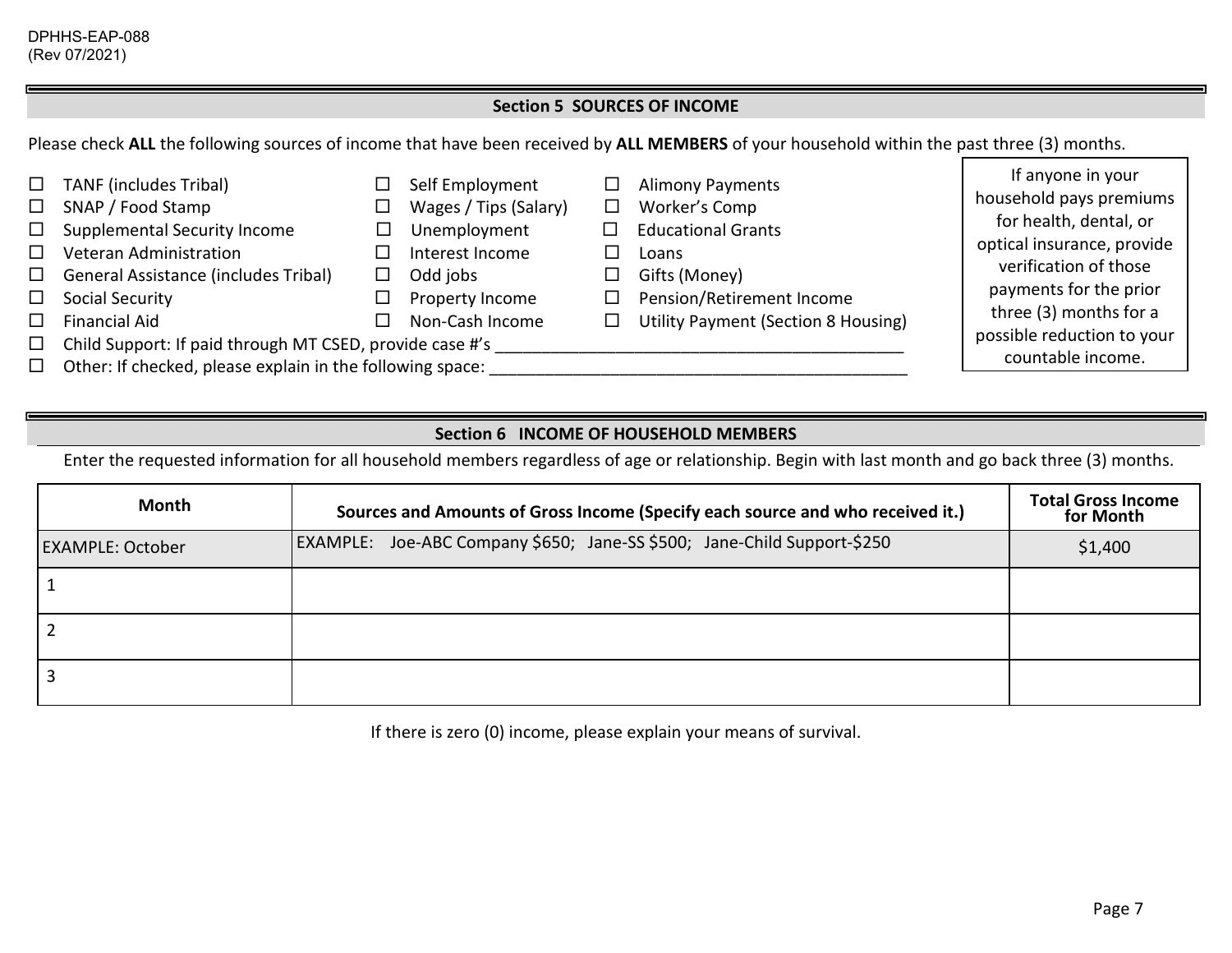DPHHS-EAP-088
(Rev 07/2021)

## Section 5 SOURCES OF INCOME

Please check **ALL** the following sources of income that have been received by **ALL MEMBERS** of your household within the past three (3) months.

- ☐ TANF (includes Tribal)
- ☐ SNAP / Food Stamp
- ☐ Supplemental Security Income
- ☐ Veteran Administration
- ☐ General Assistance (includes Tribal)
- ☐ Social Security
- ☐ Financial Aid
- ☐ Self Employment
- ☐ Wages / Tips (Salary)
- ☐ Unemployment
- ☐ Interest Income
- ☐ Odd jobs
- ☐ Property Income
- ☐ Non-Cash Income
- ☐ Alimony Payments
- ☐ Worker's Comp
- ☐ Educational Grants
- ☐ Loans
- ☐ Gifts (Money)
- ☐ Pension/Retirement Income
- ☐ Utility Payment (Section 8 Housing)
- ☐ Child Support: If paid through MT CSED, provide case #'s ____________________________________________
- ☐ Other: If checked, please explain in the following space: ____________________________________________

If anyone in your household pays premiums for health, dental, or optical insurance, provide verification of those payments for the prior three (3) months for a possible reduction to your countable income.

## Section 6 INCOME OF HOUSEHOLD MEMBERS

Enter the requested information for all household members regardless of age or relationship. Begin with last month and go back three (3) months.

| Month | Sources and Amounts of Gross Income (Specify each source and who received it.) | Total Gross Income for Month |
|---|---|---|
| EXAMPLE: October | EXAMPLE: Joe-ABC Company $650; Jane-SS $500; Jane-Child Support-$250 | $1,400 |
| 1 | | |
| 2 | | |
| 3 | | |

If there is zero (0) income, please explain your means of survival.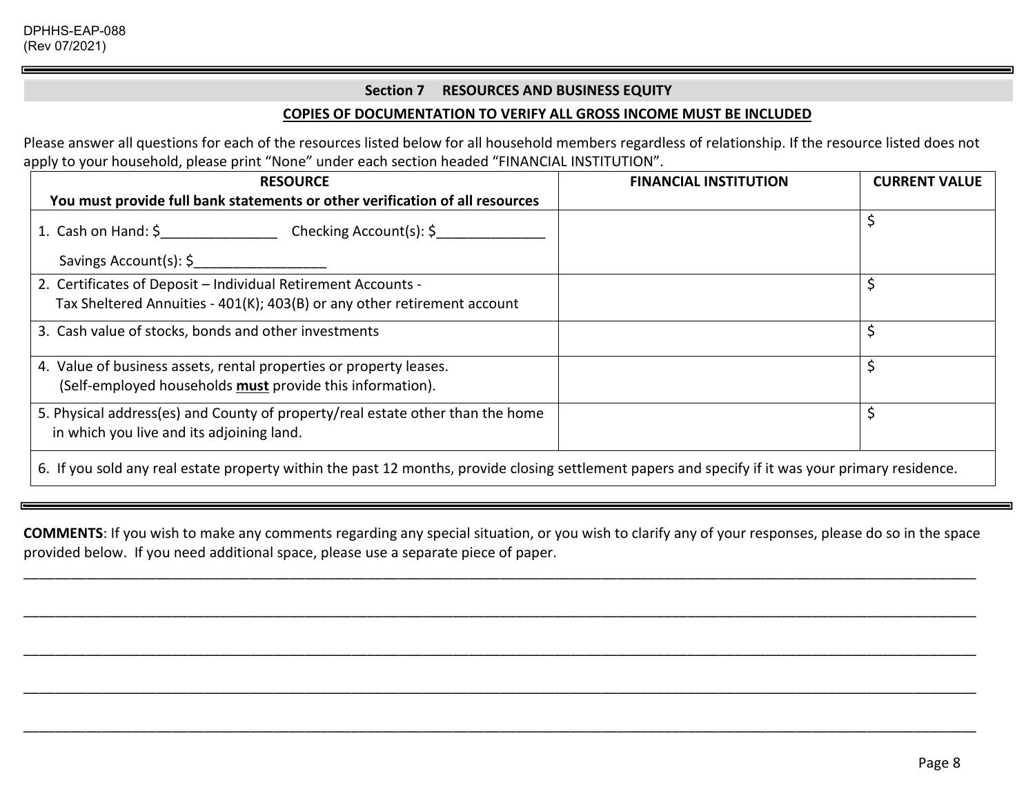DPHHS-EAP-088
(Rev 07/2021)

## Section 7 RESOURCES AND BUSINESS EQUITY

**COPIES OF DOCUMENTATION TO VERIFY ALL GROSS INCOME MUST BE INCLUDED**

Please answer all questions for each of the resources listed below for all household members regardless of relationship. If the resource listed does not apply to your household, please print "None" under each section headed "FINANCIAL INSTITUTION".

| **RESOURCE**<br>**You must provide full bank statements or other verification of all resources** | **FINANCIAL INSTITUTION** | **CURRENT VALUE** |
|---|---|---|
| 1. Cash on Hand: $_______________ Checking Account(s): $______________<br>Savings Account(s): $_________________ | | $ |
| 2. Certificates of Deposit – Individual Retirement Accounts - Tax Sheltered Annuities - 401(K); 403(B) or any other retirement account | | $ |
| 3. Cash value of stocks, bonds and other investments | | $ |
| 4. Value of business assets, rental properties or property leases. (Self-employed households **must** provide this information). | | $ |
| 5. Physical address(es) and County of property/real estate other than the home in which you live and its adjoining land. | | $ |
| 6. If you sold any real estate property within the past 12 months, provide closing settlement papers and specify if it was your primary residence. | | |

**COMMENTS**: If you wish to make any comments regarding any special situation, or you wish to clarify any of your responses, please do so in the space provided below. If you need additional space, please use a separate piece of paper.

______________________________________________________________________________________________________________

______________________________________________________________________________________________________________

______________________________________________________________________________________________________________

______________________________________________________________________________________________________________

______________________________________________________________________________________________________________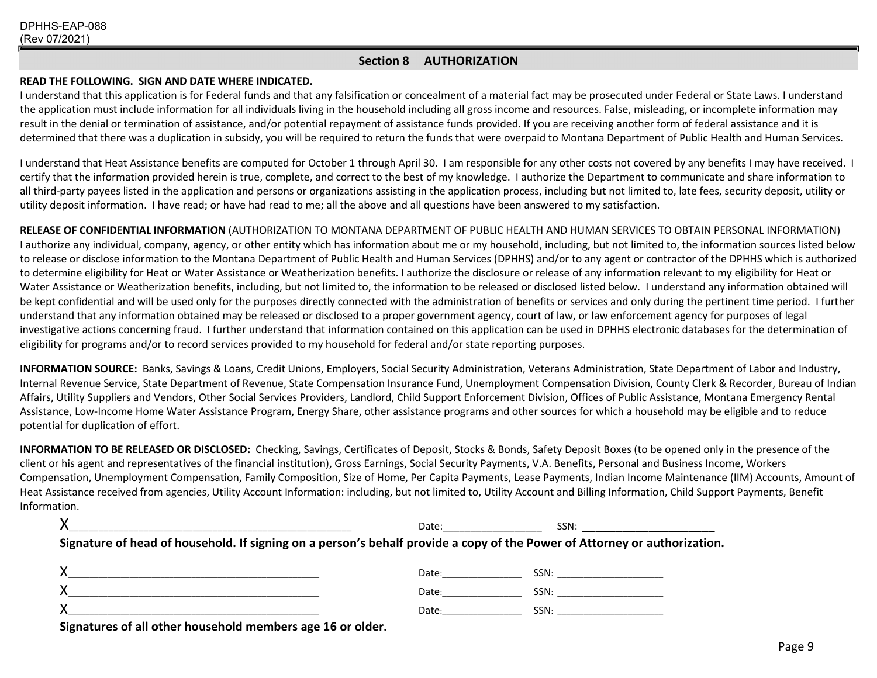DPHHS-EAP-088
(Rev 07/2021)

## Section 8 AUTHORIZATION

**READ THE FOLLOWING. SIGN AND DATE WHERE INDICATED.**

I understand that this application is for Federal funds and that any falsification or concealment of a material fact may be prosecuted under Federal or State Laws. I understand the application must include information for all individuals living in the household including all gross income and resources. False, misleading, or incomplete information may result in the denial or termination of assistance, and/or potential repayment of assistance funds provided. If you are receiving another form of federal assistance and it is determined that there was a duplication in subsidy, you will be required to return the funds that were overpaid to Montana Department of Public Health and Human Services.

I understand that Heat Assistance benefits are computed for October 1 through April 30. I am responsible for any other costs not covered by any benefits I may have received. I certify that the information provided herein is true, complete, and correct to the best of my knowledge. I authorize the Department to communicate and share information to all third-party payees listed in the application and persons or organizations assisting in the application process, including but not limited to, late fees, security deposit, utility or utility deposit information. I have read; or have had read to me; all the above and all questions have been answered to my satisfaction.

**RELEASE OF CONFIDENTIAL INFORMATION** (AUTHORIZATION TO MONTANA DEPARTMENT OF PUBLIC HEALTH AND HUMAN SERVICES TO OBTAIN PERSONAL INFORMATION)
I authorize any individual, company, agency, or other entity which has information about me or my household, including, but not limited to, the information sources listed below to release or disclose information to the Montana Department of Public Health and Human Services (DPHHS) and/or to any agent or contractor of the DPHHS which is authorized to determine eligibility for Heat or Water Assistance or Weatherization benefits. I authorize the disclosure or release of any information relevant to my eligibility for Heat or Water Assistance or Weatherization benefits, including, but not limited to, the information to be released or disclosed listed below. I understand any information obtained will be kept confidential and will be used only for the purposes directly connected with the administration of benefits or services and only during the pertinent time period. I further understand that any information obtained may be released or disclosed to a proper government agency, court of law, or law enforcement agency for purposes of legal investigative actions concerning fraud. I further understand that information contained on this application can be used in DPHHS electronic databases for the determination of eligibility for programs and/or to record services provided to my household for federal and/or state reporting purposes.

**INFORMATION SOURCE:** Banks, Savings & Loans, Credit Unions, Employers, Social Security Administration, Veterans Administration, State Department of Labor and Industry, Internal Revenue Service, State Department of Revenue, State Compensation Insurance Fund, Unemployment Compensation Division, County Clerk & Recorder, Bureau of Indian Affairs, Utility Suppliers and Vendors, Other Social Services Providers, Landlord, Child Support Enforcement Division, Offices of Public Assistance, Montana Emergency Rental Assistance, Low-Income Home Water Assistance Program, Energy Share, other assistance programs and other sources for which a household may be eligible and to reduce potential for duplication of effort.

**INFORMATION TO BE RELEASED OR DISCLOSED:** Checking, Savings, Certificates of Deposit, Stocks & Bonds, Safety Deposit Boxes (to be opened only in the presence of the client or his agent and representatives of the financial institution), Gross Earnings, Social Security Payments, V.A. Benefits, Personal and Business Income, Workers Compensation, Unemployment Compensation, Family Composition, Size of Home, Per Capita Payments, Lease Payments, Indian Income Maintenance (IIM) Accounts, Amount of Heat Assistance received from agencies, Utility Account Information: including, but not limited to, Utility Account and Billing Information, Child Support Payments, Benefit Information.

X_______________________________________________ Date:_________________ SSN: ______________________

**Signature of head of household. If signing on a person's behalf provide a copy of the Power of Attorney or authorization.**

X__________________________________________ Date:_______________ SSN: ___________________

X__________________________________________ Date:_______________ SSN: ___________________

X__________________________________________ Date:_______________ SSN: ___________________

**Signatures of all other household members age 16 or older.**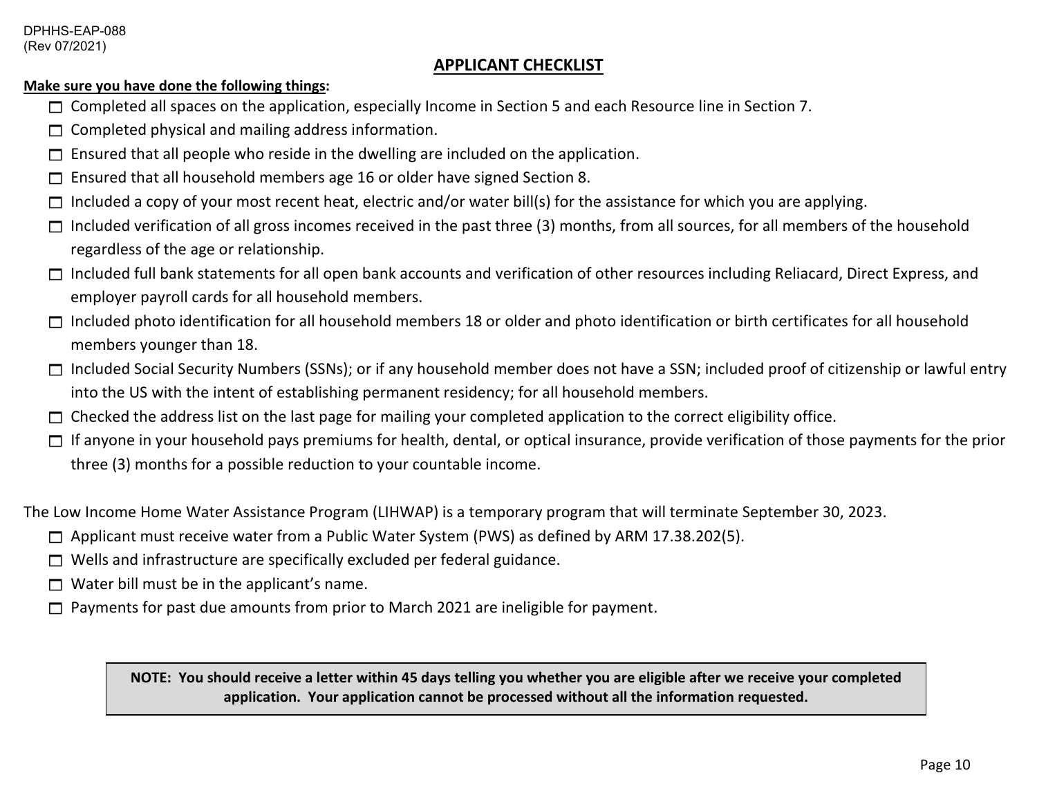DPHHS-EAP-088
(Rev 07/2021)

## APPLICANT CHECKLIST

**Make sure you have done the following things:**

- ☐ Completed all spaces on the application, especially Income in Section 5 and each Resource line in Section 7.
- ☐ Completed physical and mailing address information.
- ☐ Ensured that all people who reside in the dwelling are included on the application.
- ☐ Ensured that all household members age 16 or older have signed Section 8.
- ☐ Included a copy of your most recent heat, electric and/or water bill(s) for the assistance for which you are applying.
- ☐ Included verification of all gross incomes received in the past three (3) months, from all sources, for all members of the household regardless of the age or relationship.
- ☐ Included full bank statements for all open bank accounts and verification of other resources including Reliacard, Direct Express, and employer payroll cards for all household members.
- ☐ Included photo identification for all household members 18 or older and photo identification or birth certificates for all household members younger than 18.
- ☐ Included Social Security Numbers (SSNs); or if any household member does not have a SSN; included proof of citizenship or lawful entry into the US with the intent of establishing permanent residency; for all household members.
- ☐ Checked the address list on the last page for mailing your completed application to the correct eligibility office.
- ☐ If anyone in your household pays premiums for health, dental, or optical insurance, provide verification of those payments for the prior three (3) months for a possible reduction to your countable income.

The Low Income Home Water Assistance Program (LIHWAP) is a temporary program that will terminate September 30, 2023.

- ☐ Applicant must receive water from a Public Water System (PWS) as defined by ARM 17.38.202(5).
- ☐ Wells and infrastructure are specifically excluded per federal guidance.
- ☐ Water bill must be in the applicant's name.
- ☐ Payments for past due amounts from prior to March 2021 are ineligible for payment.

**NOTE: You should receive a letter within 45 days telling you whether you are eligible after we receive your completed application. Your application cannot be processed without all the information requested.**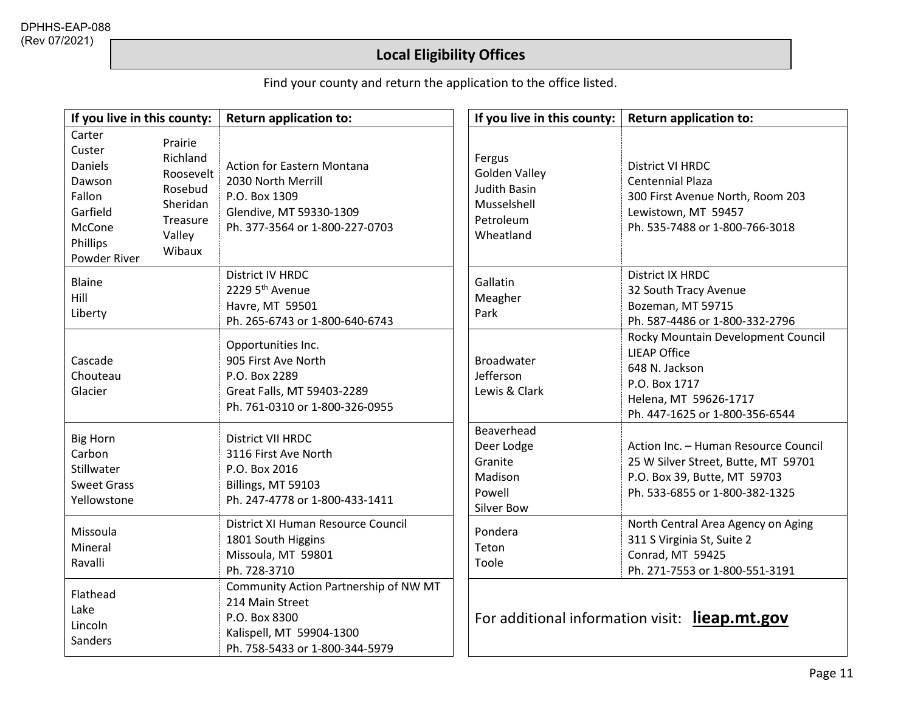DPHHS-EAP-088
(Rev 07/2021)

## Local Eligibility Offices

Find your county and return the application to the office listed.

| If you live in this county: | Return application to: |
|---|---|
| Carter, Custer, Daniels, Dawson, Fallon, Garfield, McCone, Phillips, Powder River, Prairie, Richland, Roosevelt, Rosebud, Sheridan, Treasure, Valley, Wibaux | Action for Eastern Montana<br>2030 North Merrill<br>P.O. Box 1309<br>Glendive, MT 59330-1309<br>Ph. 377-3564 or 1-800-227-0703 |
| Blaine<br>Hill<br>Liberty | District IV HRDC<br>2229 5th Avenue<br>Havre, MT 59501<br>Ph. 265-6743 or 1-800-640-6743 |
| Cascade<br>Chouteau<br>Glacier | Opportunities Inc.<br>905 First Ave North<br>P.O. Box 2289<br>Great Falls, MT 59403-2289<br>Ph. 761-0310 or 1-800-326-0955 |
| Big Horn<br>Carbon<br>Stillwater<br>Sweet Grass<br>Yellowstone | District VII HRDC<br>3116 First Ave North<br>P.O. Box 2016<br>Billings, MT 59103<br>Ph. 247-4778 or 1-800-433-1411 |
| Missoula<br>Mineral<br>Ravalli | District XI Human Resource Council<br>1801 South Higgins<br>Missoula, MT 59801<br>Ph. 728-3710 |
| Flathead<br>Lake<br>Lincoln<br>Sanders | Community Action Partnership of NW MT<br>214 Main Street<br>P.O. Box 8300<br>Kalispell, MT 59904-1300<br>Ph. 758-5433 or 1-800-344-5979 |

| If you live in this county: | Return application to: |
|---|---|
| Fergus<br>Golden Valley<br>Judith Basin<br>Musselshell<br>Petroleum<br>Wheatland | District VI HRDC<br>Centennial Plaza<br>300 First Avenue North, Room 203<br>Lewistown, MT 59457<br>Ph. 535-7488 or 1-800-766-3018 |
| Gallatin<br>Meagher<br>Park | District IX HRDC<br>32 South Tracy Avenue<br>Bozeman, MT 59715<br>Ph. 587-4486 or 1-800-332-2796 |
| Broadwater<br>Jefferson<br>Lewis & Clark | Rocky Mountain Development Council<br>LIEAP Office<br>648 N. Jackson<br>P.O. Box 1717<br>Helena, MT 59626-1717<br>Ph. 447-1625 or 1-800-356-6544 |
| Beaverhead<br>Deer Lodge<br>Granite<br>Madison<br>Powell<br>Silver Bow | Action Inc. – Human Resource Council<br>25 W Silver Street, Butte, MT 59701<br>P.O. Box 39, Butte, MT 59703<br>Ph. 533-6855 or 1-800-382-1325 |
| Pondera<br>Teton<br>Toole | North Central Area Agency on Aging<br>311 S Virginia St, Suite 2<br>Conrad, MT 59425<br>Ph. 271-7553 or 1-800-551-3191 |

For additional information visit: **lieap.mt.gov**